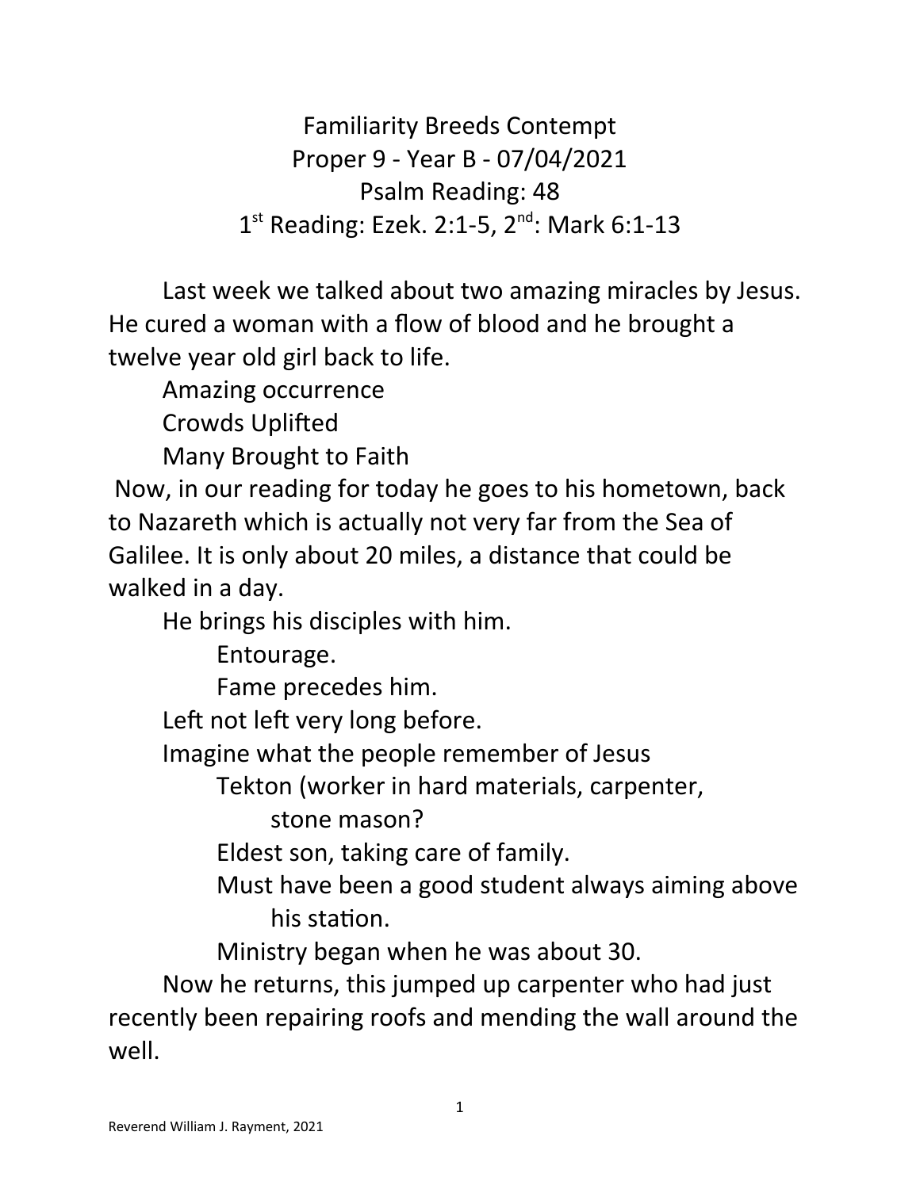# Familiarity Breeds Contempt

Proper 9 - Year B - 07/04/2021

Psalm Reading: 48

1st Reading: Ezek. 2:1-5, 2nd: Mark 6:1-13

Last week we talked about two amazing miracles by Jesus. He cured a woman with a flow of blood and he brought a twelve year old girl back to life.

Amazing occurrence

Crowds Uplifted

Many Brought to Faith

Now, in our reading for today he goes to his hometown, back to Nazareth which is actually not very far from the Sea of Galilee. It is only about 20 miles, a distance that could be walked in a day.

He brings his disciples with him.

- Entourage.
- Fame precedes him.

Left not left very long before.

Imagine what the people remember of Jesus

- Tekton (worker in hard materials, carpenter, stone mason?
- Eldest son, taking care of family.
- Must have been a good student always aiming above his station.
- Ministry began when he was about 30.

Now he returns, this jumped up carpenter who had just recently been repairing roofs and mending the wall around the well.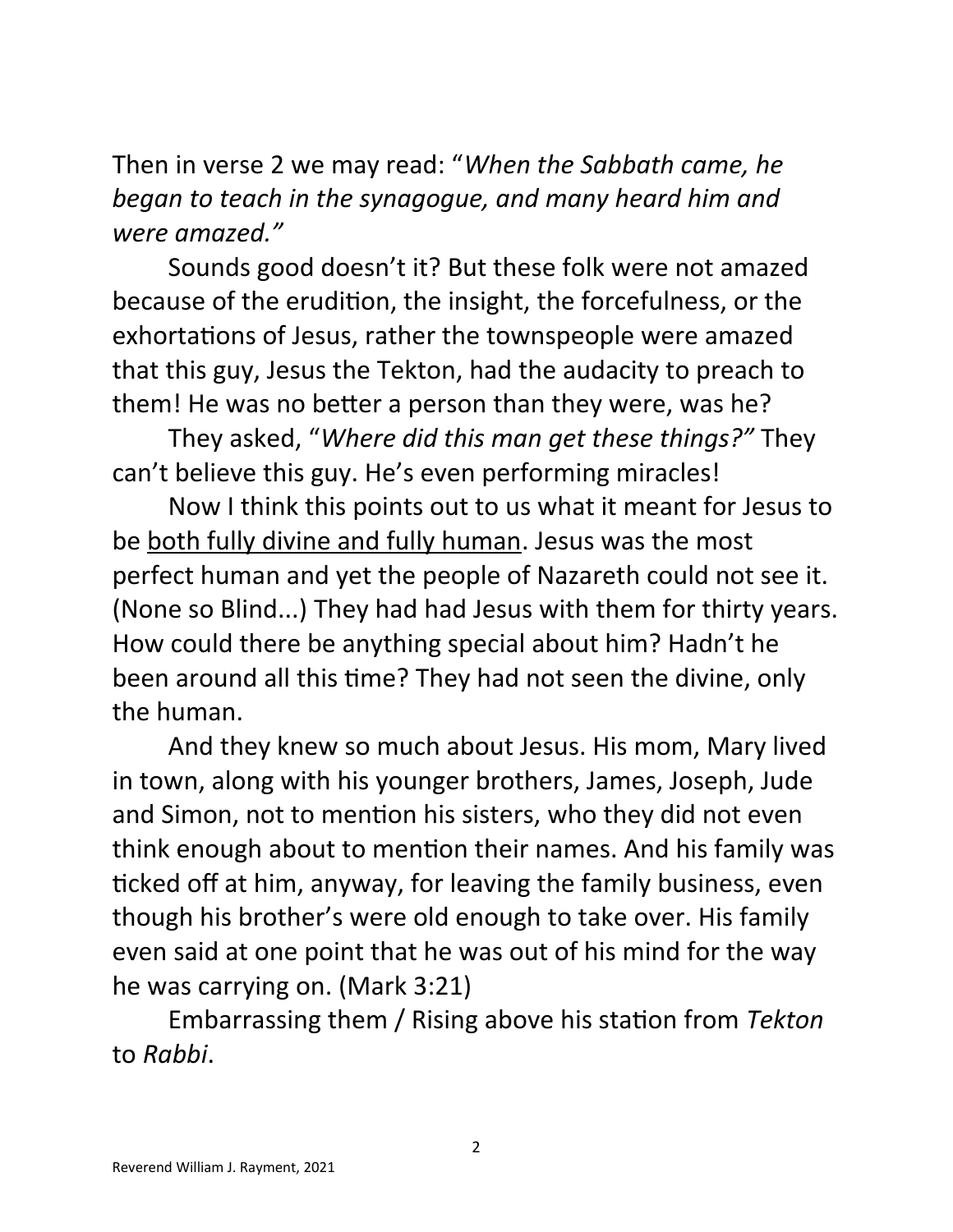Then in verse 2 we may read: "*When the Sabbath came, he began to teach in the synagogue, and many heard him and were amazed.*"

Sounds good doesn't it? But these folk were not amazed because of the erudition, the insight, the forcefulness, or the exhortations of Jesus, rather the townspeople were amazed that this guy, Jesus the Tekton, had the audacity to preach to them! He was no better a person than they were, was he?

They asked, "*Where did this man get these things?*" They can't believe this guy. He's even performing miracles!

Now I think this points out to us what it meant for Jesus to be <u>both fully divine and fully human</u>. Jesus was the most perfect human and yet the people of Nazareth could not see it. (None so Blind...) They had had Jesus with them for thirty years. How could there be anything special about him? Hadn't he been around all this time? They had not seen the divine, only the human.

And they knew so much about Jesus. His mom, Mary lived in town, along with his younger brothers, James, Joseph, Jude and Simon, not to mention his sisters, who they did not even think enough about to mention their names. And his family was ticked off at him, anyway, for leaving the family business, even though his brother's were old enough to take over. His family even said at one point that he was out of his mind for the way he was carrying on. (Mark 3:21)

Embarrassing them / Rising above his station from *Tekton* to *Rabbi*.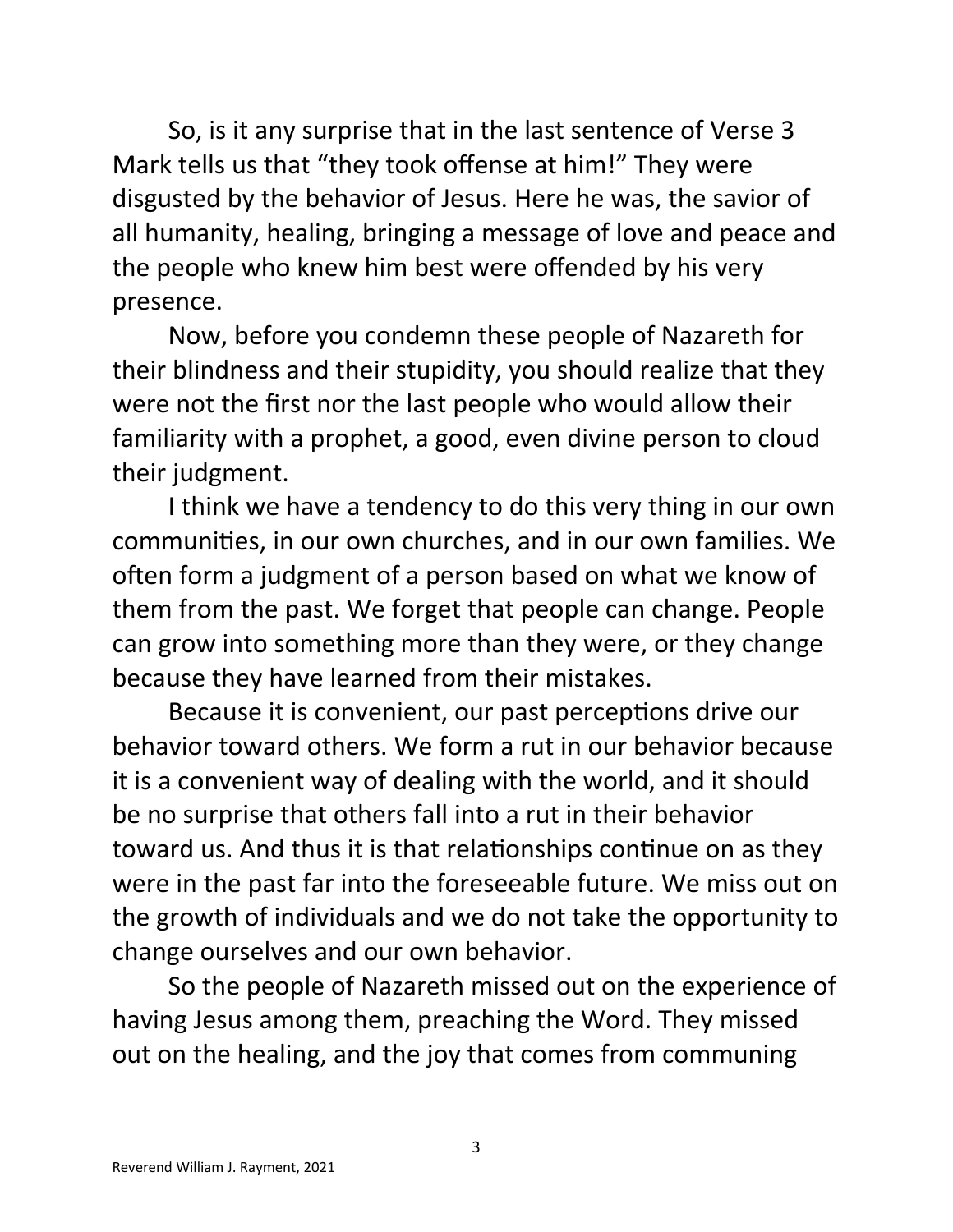So, is it any surprise that in the last sentence of Verse 3 Mark tells us that "they took offense at him!" They were disgusted by the behavior of Jesus. Here he was, the savior of all humanity, healing, bringing a message of love and peace and the people who knew him best were offended by his very presence.

Now, before you condemn these people of Nazareth for their blindness and their stupidity, you should realize that they were not the first nor the last people who would allow their familiarity with a prophet, a good, even divine person to cloud their judgment.

I think we have a tendency to do this very thing in our own communities, in our own churches, and in our own families. We often form a judgment of a person based on what we know of them from the past. We forget that people can change. People can grow into something more than they were, or they change because they have learned from their mistakes.

Because it is convenient, our past perceptions drive our behavior toward others. We form a rut in our behavior because it is a convenient way of dealing with the world, and it should be no surprise that others fall into a rut in their behavior toward us. And thus it is that relationships continue on as they were in the past far into the foreseeable future. We miss out on the growth of individuals and we do not take the opportunity to change ourselves and our own behavior.

So the people of Nazareth missed out on the experience of having Jesus among them, preaching the Word. They missed out on the healing, and the joy that comes from communing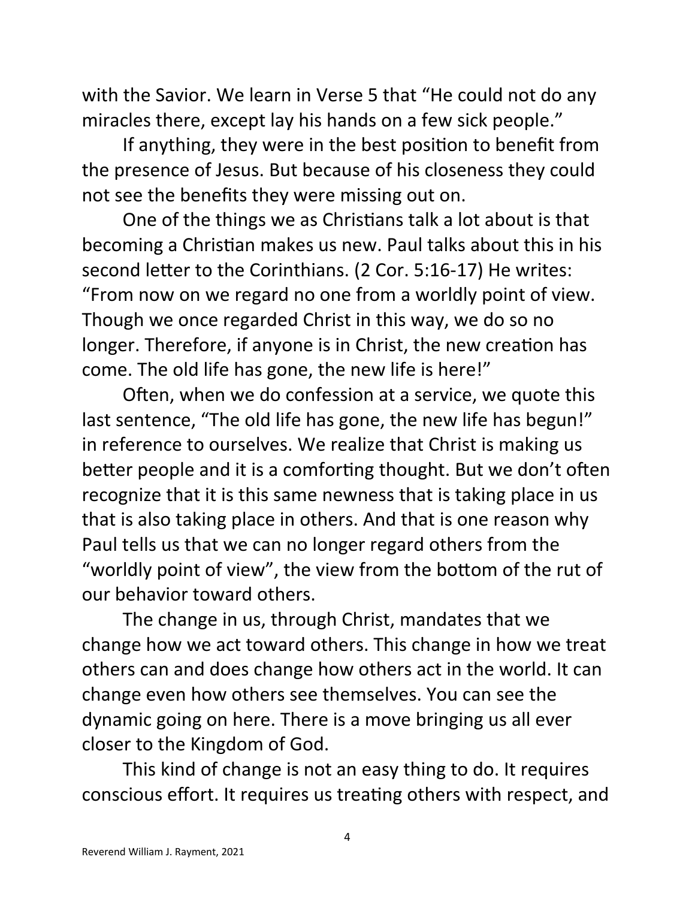with the Savior. We learn in Verse 5 that “He could not do any miracles there, except lay his hands on a few sick people.”

If anything, they were in the best position to benefit from the presence of Jesus. But because of his closeness they could not see the benefits they were missing out on.

One of the things we as Christians talk a lot about is that becoming a Christian makes us new. Paul talks about this in his second letter to the Corinthians. (2 Cor. 5:16-17) He writes: “From now on we regard no one from a worldly point of view. Though we once regarded Christ in this way, we do so no longer. Therefore, if anyone is in Christ, the new creation has come. The old life has gone, the new life is here!”

Often, when we do confession at a service, we quote this last sentence, “The old life has gone, the new life has begun!” in reference to ourselves. We realize that Christ is making us better people and it is a comforting thought. But we don’t often recognize that it is this same newness that is taking place in us that is also taking place in others. And that is one reason why Paul tells us that we can no longer regard others from the “worldly point of view”, the view from the bottom of the rut of our behavior toward others.

The change in us, through Christ, mandates that we change how we act toward others. This change in how we treat others can and does change how others act in the world. It can change even how others see themselves. You can see the dynamic going on here. There is a move bringing us all ever closer to the Kingdom of God.

This kind of change is not an easy thing to do. It requires conscious effort. It requires us treating others with respect, and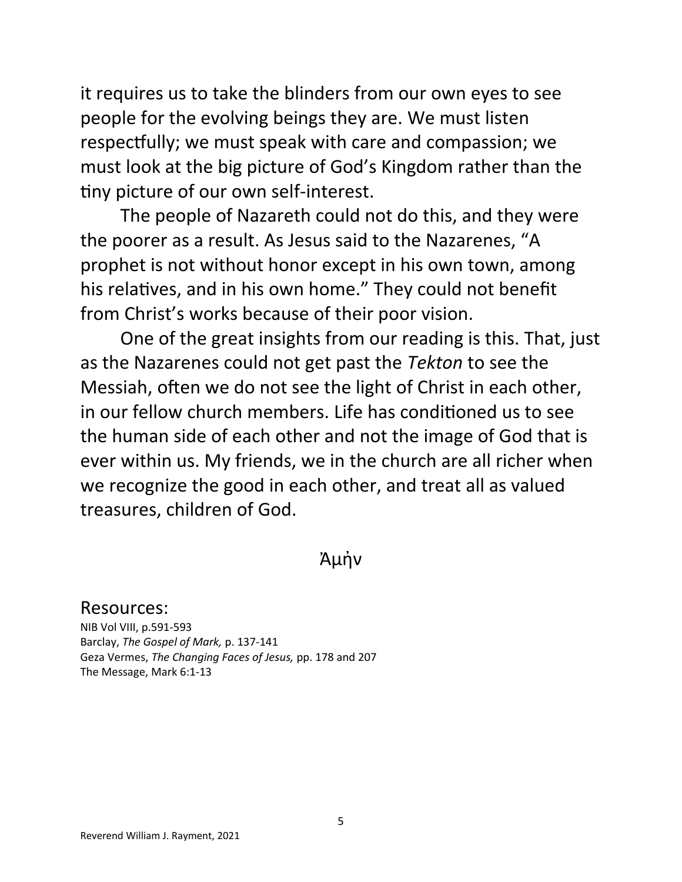it requires us to take the blinders from our own eyes to see people for the evolving beings they are. We must listen respectfully; we must speak with care and compassion; we must look at the big picture of God's Kingdom rather than the tiny picture of our own self-interest.

The people of Nazareth could not do this, and they were the poorer as a result. As Jesus said to the Nazarenes, "A prophet is not without honor except in his own town, among his relatives, and in his own home." They could not benefit from Christ's works because of their poor vision.

One of the great insights from our reading is this. That, just as the Nazarenes could not get past the *Tekton* to see the Messiah, often we do not see the light of Christ in each other, in our fellow church members. Life has conditioned us to see the human side of each other and not the image of God that is ever within us. My friends, we in the church are all richer when we recognize the good in each other, and treat all as valued treasures, children of God.

Ἀμήν

Resources:

NIB Vol VIII, p.591-593
Barclay, *The Gospel of Mark,* p. 137-141
Geza Vermes, *The Changing Faces of Jesus,* pp. 178 and 207
The Message, Mark 6:1-13

Reverend William J. Rayment, 2021